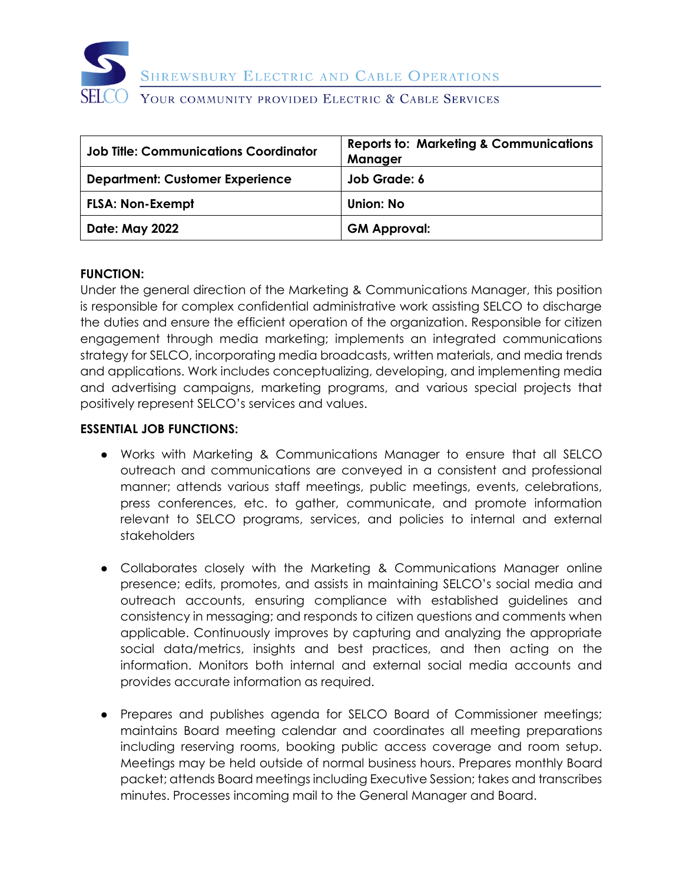SHREWSBURY ELECTRIC AND CABLE OPERATIONS

YOUR COMMUNITY PROVIDED ELECTRIC & CABLE SERVICES

| **Job Title: Communications Coordinator** | **Reports to: Marketing & Communications Manager** |
|---|---|
| **Department: Customer Experience** | **Job Grade: 6** |
| **FLSA: Non-Exempt** | **Union: No** |
| **Date: May 2022** | **GM Approval:** |

**FUNCTION:**

Under the general direction of the Marketing & Communications Manager, this position is responsible for complex confidential administrative work assisting SELCO to discharge the duties and ensure the efficient operation of the organization. Responsible for citizen engagement through media marketing; implements an integrated communications strategy for SELCO, incorporating media broadcasts, written materials, and media trends and applications. Work includes conceptualizing, developing, and implementing media and advertising campaigns, marketing programs, and various special projects that positively represent SELCO's services and values.

**ESSENTIAL JOB FUNCTIONS:**

- Works with Marketing & Communications Manager to ensure that all SELCO outreach and communications are conveyed in a consistent and professional manner; attends various staff meetings, public meetings, events, celebrations, press conferences, etc. to gather, communicate, and promote information relevant to SELCO programs, services, and policies to internal and external stakeholders

- Collaborates closely with the Marketing & Communications Manager online presence; edits, promotes, and assists in maintaining SELCO's social media and outreach accounts, ensuring compliance with established guidelines and consistency in messaging; and responds to citizen questions and comments when applicable. Continuously improves by capturing and analyzing the appropriate social data/metrics, insights and best practices, and then acting on the information. Monitors both internal and external social media accounts and provides accurate information as required.

- Prepares and publishes agenda for SELCO Board of Commissioner meetings; maintains Board meeting calendar and coordinates all meeting preparations including reserving rooms, booking public access coverage and room setup. Meetings may be held outside of normal business hours. Prepares monthly Board packet; attends Board meetings including Executive Session; takes and transcribes minutes. Processes incoming mail to the General Manager and Board.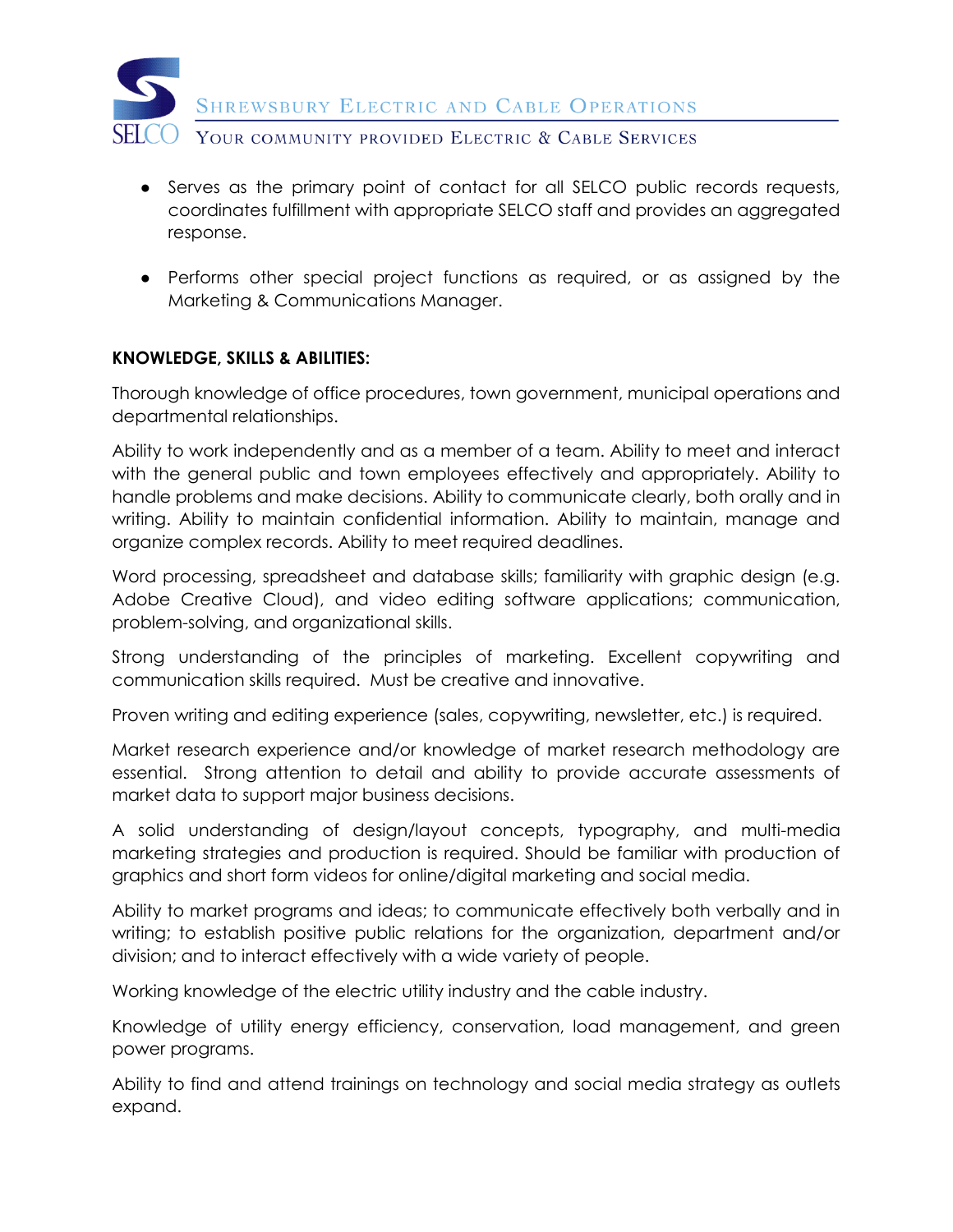- Serves as the primary point of contact for all SELCO public records requests, coordinates fulfillment with appropriate SELCO staff and provides an aggregated response.

- Performs other special project functions as required, or as assigned by the Marketing & Communications Manager.

**KNOWLEDGE, SKILLS & ABILITIES:**

Thorough knowledge of office procedures, town government, municipal operations and departmental relationships.

Ability to work independently and as a member of a team. Ability to meet and interact with the general public and town employees effectively and appropriately. Ability to handle problems and make decisions. Ability to communicate clearly, both orally and in writing. Ability to maintain confidential information. Ability to maintain, manage and organize complex records. Ability to meet required deadlines.

Word processing, spreadsheet and database skills; familiarity with graphic design (e.g. Adobe Creative Cloud), and video editing software applications; communication, problem-solving, and organizational skills.

Strong understanding of the principles of marketing. Excellent copywriting and communication skills required. Must be creative and innovative.

Proven writing and editing experience (sales, copywriting, newsletter, etc.) is required.

Market research experience and/or knowledge of market research methodology are essential. Strong attention to detail and ability to provide accurate assessments of market data to support major business decisions.

A solid understanding of design/layout concepts, typography, and multi-media marketing strategies and production is required. Should be familiar with production of graphics and short form videos for online/digital marketing and social media.

Ability to market programs and ideas; to communicate effectively both verbally and in writing; to establish positive public relations for the organization, department and/or division; and to interact effectively with a wide variety of people.

Working knowledge of the electric utility industry and the cable industry.

Knowledge of utility energy efficiency, conservation, load management, and green power programs.

Ability to find and attend trainings on technology and social media strategy as outlets expand.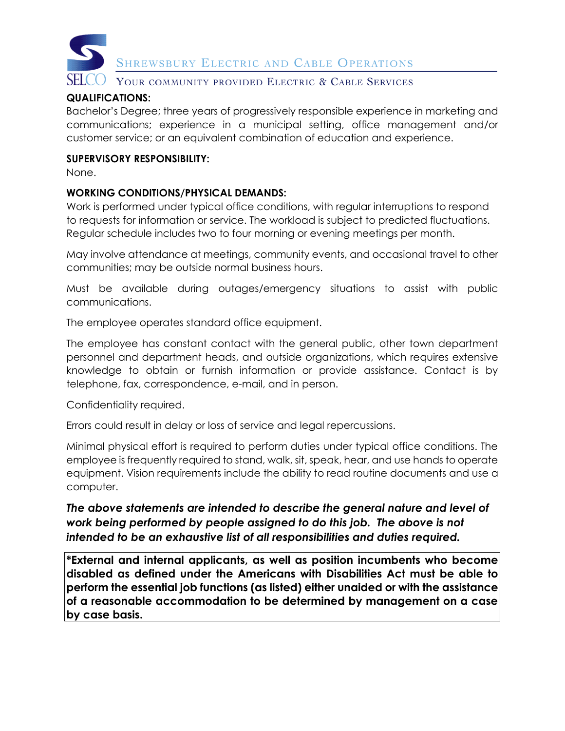**QUALIFICATIONS:**
Bachelor's Degree; three years of progressively responsible experience in marketing and communications; experience in a municipal setting, office management and/or customer service; or an equivalent combination of education and experience.

**SUPERVISORY RESPONSIBILITY:**
None.

**WORKING CONDITIONS/PHYSICAL DEMANDS:**
Work is performed under typical office conditions, with regular interruptions to respond to requests for information or service. The workload is subject to predicted fluctuations. Regular schedule includes two to four morning or evening meetings per month.

May involve attendance at meetings, community events, and occasional travel to other communities; may be outside normal business hours.

Must be available during outages/emergency situations to assist with public communications.

The employee operates standard office equipment.

The employee has constant contact with the general public, other town department personnel and department heads, and outside organizations, which requires extensive knowledge to obtain or furnish information or provide assistance. Contact is by telephone, fax, correspondence, e-mail, and in person.

Confidentiality required.

Errors could result in delay or loss of service and legal repercussions.

Minimal physical effort is required to perform duties under typical office conditions. The employee is frequently required to stand, walk, sit, speak, hear, and use hands to operate equipment. Vision requirements include the ability to read routine documents and use a computer.

***The above statements are intended to describe the general nature and level of work being performed by people assigned to do this job. The above is not intended to be an exhaustive list of all responsibilities and duties required.***

**\*External and internal applicants, as well as position incumbents who become disabled as defined under the Americans with Disabilities Act must be able to perform the essential job functions (as listed) either unaided or with the assistance of a reasonable accommodation to be determined by management on a case by case basis.**